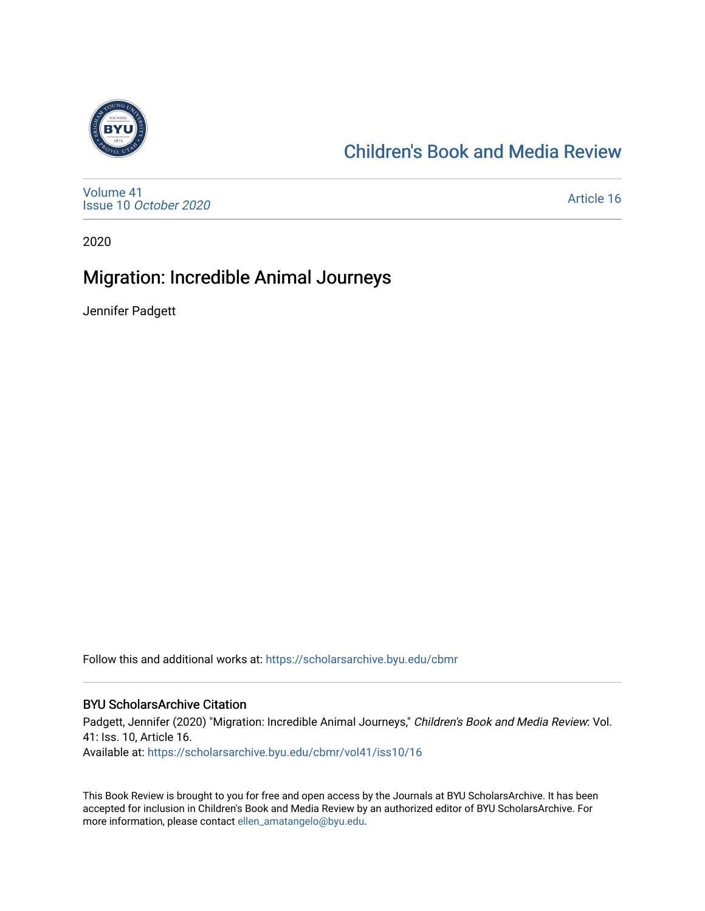Children's Book and Media Review

Volume 41
Issue 10 *October 2020*

Article 16

2020

# Migration: Incredible Animal Journeys

Jennifer Padgett

Follow this and additional works at: https://scholarsarchive.byu.edu/cbmr

## BYU ScholarsArchive Citation

Padgett, Jennifer (2020) "Migration: Incredible Animal Journeys," *Children's Book and Media Review*: Vol. 41: Iss. 10, Article 16.
Available at: https://scholarsarchive.byu.edu/cbmr/vol41/iss10/16

This Book Review is brought to you for free and open access by the Journals at BYU ScholarsArchive. It has been accepted for inclusion in Children's Book and Media Review by an authorized editor of BYU ScholarsArchive. For more information, please contact ellen_amatangelo@byu.edu.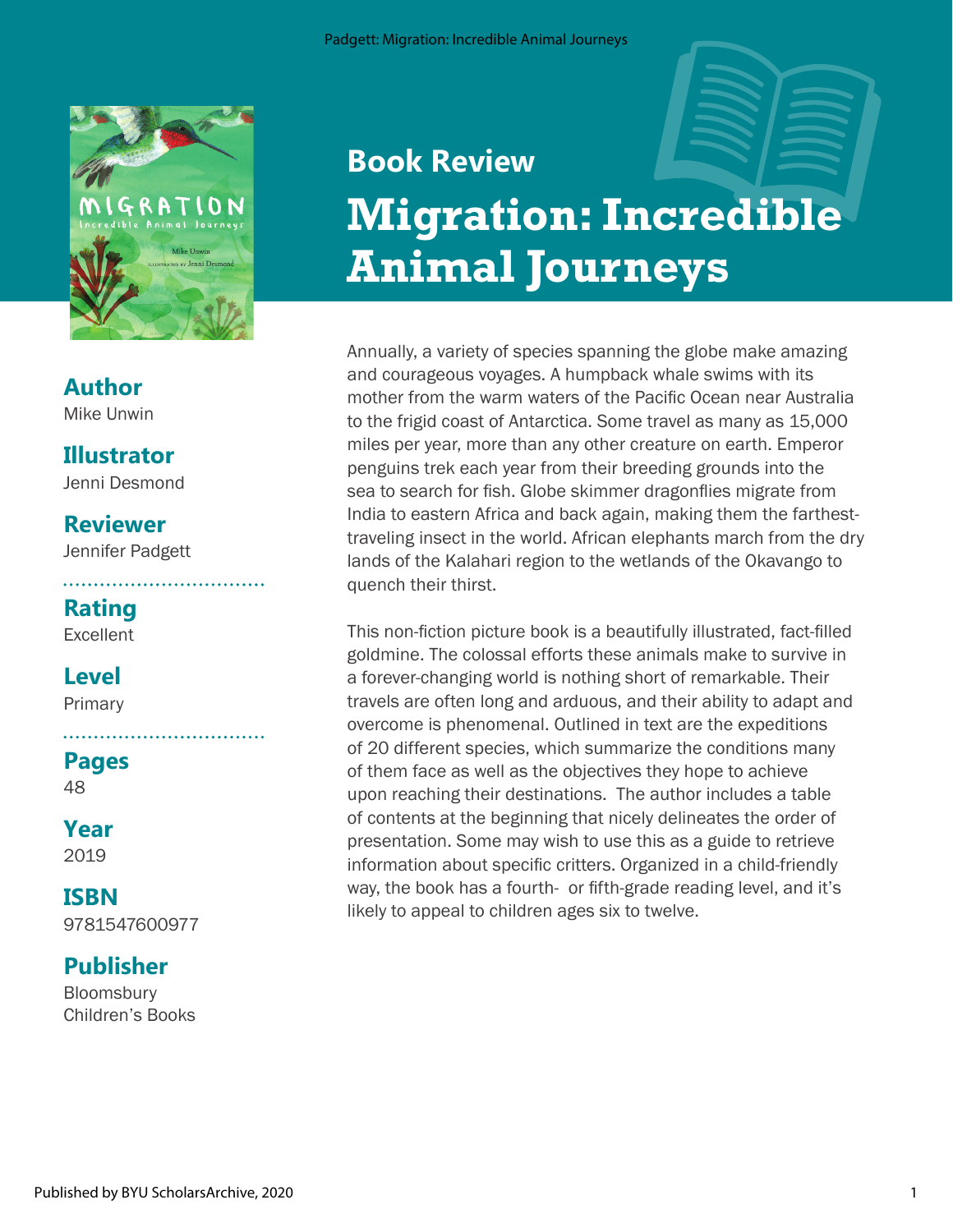## Book Review

# Migration: Incredible Animal Journeys

**Author**
Mike Unwin

**Illustrator**
Jenni Desmond

**Reviewer**
Jennifer Padgett

**Rating**
Excellent

**Level**
Primary

**Pages**
48

**Year**
2019

**ISBN**
9781547600977

**Publisher**
Bloomsbury Children's Books

Annually, a variety of species spanning the globe make amazing and courageous voyages. A humpback whale swims with its mother from the warm waters of the Pacific Ocean near Australia to the frigid coast of Antarctica. Some travel as many as 15,000 miles per year, more than any other creature on earth. Emperor penguins trek each year from their breeding grounds into the sea to search for fish. Globe skimmer dragonflies migrate from India to eastern Africa and back again, making them the farthest-traveling insect in the world. African elephants march from the dry lands of the Kalahari region to the wetlands of the Okavango to quench their thirst.

This non-fiction picture book is a beautifully illustrated, fact-filled goldmine. The colossal efforts these animals make to survive in a forever-changing world is nothing short of remarkable. Their travels are often long and arduous, and their ability to adapt and overcome is phenomenal. Outlined in text are the expeditions of 20 different species, which summarize the conditions many of them face as well as the objectives they hope to achieve upon reaching their destinations. The author includes a table of contents at the beginning that nicely delineates the order of presentation. Some may wish to use this as a guide to retrieve information about specific critters. Organized in a child-friendly way, the book has a fourth- or fifth-grade reading level, and it's likely to appeal to children ages six to twelve.